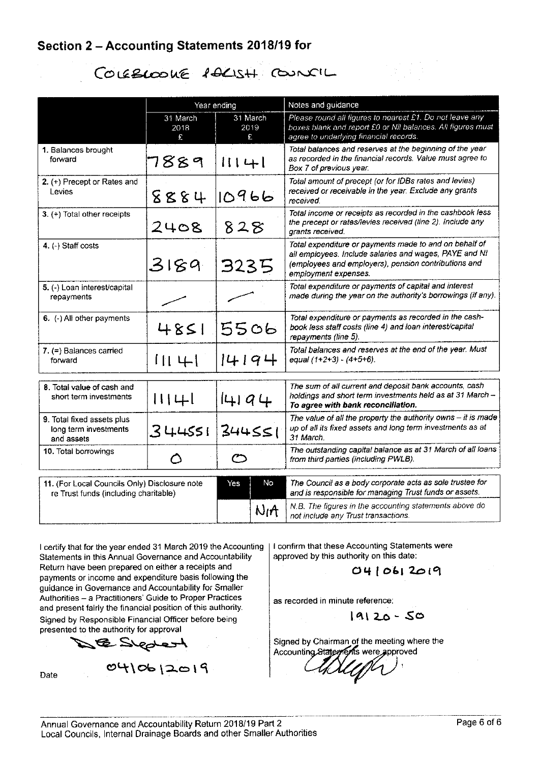## Section 2 – Accounting Statements 2018/19 for

COLEBROOKE PARISH COUNCIL

| | Year ending | | Notes and guidance |
|---|---|---|---|
| | 31 March 2018 £ | 31 March 2019 £ | *Please round all figures to nearest £1. Do not leave any boxes blank and report £0 or Nil balances. All figures must agree to underlying financial records.* |
| 1. Balances brought forward | 7889 | 11141 | *Total balances and reserves at the beginning of the year as recorded in the financial records. Value must agree to Box 7 of previous year.* |
| 2. (+) Precept or Rates and Levies | 8884 | 10966 | *Total amount of precept (or for IDBs rates and levies) received or receivable in the year. Exclude any grants received.* |
| 3. (+) Total other receipts | 2408 | 828 | *Total income or receipts as recorded in the cashbook less the precept or rates/levies received (line 2). Include any grants received.* |
| 4. (-) Staff costs | 3189 | 3235 | *Total expenditure or payments made to and on behalf of all employees. Include salaries and wages, PAYE and NI (employees and employers), pension contributions and employment expenses.* |
| 5. (-) Loan interest/capital repayments | — | — | *Total expenditure or payments of capital and interest made during the year on the authority's borrowings (if any).* |
| 6. (-) All other payments | 4851 | 5506 | *Total expenditure or payments as recorded in the cash-book less staff costs (line 4) and loan interest/capital repayments (line 5).* |
| 7. (=) Balances carried forward | 11141 | 14194 | *Total balances and reserves at the end of the year. Must equal (1+2+3) - (4+5+6).* |
| 8. Total value of cash and short term investments | 11141 | 14194 | *The sum of all current and deposit bank accounts, cash holdings and short term investments held as at 31 March –* ***To agree with bank reconciliation.*** |
| 9. Total fixed assets plus long term investments and assets | 344551 | 344551 | *The value of all the property the authority owns – it is made up of all its fixed assets and long term investments as at 31 March.* |
| 10. Total borrowings | 0 | 0 | *The outstanding capital balance as at 31 March of all loans from third parties (including PWLB).* |

| 11. (For Local Councils Only) Disclosure note re Trust funds (including charitable) | Yes | No | *The Council as a body corporate acts as sole trustee for and is responsible for managing Trust funds or assets.* |
|---|---|---|---|
| | | N/A | *N.B. The figures in the accounting statements above do not include any Trust transactions.* |

I certify that for the year ended 31 March 2019 the Accounting Statements in this Annual Governance and Accountability Return have been prepared on either a receipts and payments or income and expenditure basis following the guidance in Governance and Accountability for Smaller Authorities – a Practitioners' Guide to Proper Practices and present fairly the financial position of this authority.

Signed by Responsible Financial Officer before being presented to the authority for approval

D E Sleplert

Date 04/06/2019

I confirm that these Accounting Statements were approved by this authority on this date:

04/06/2019

as recorded in minute reference:

19/20 - 50

Signed by Chairman of the meeting where the Accounting Statements were approved

[Signature]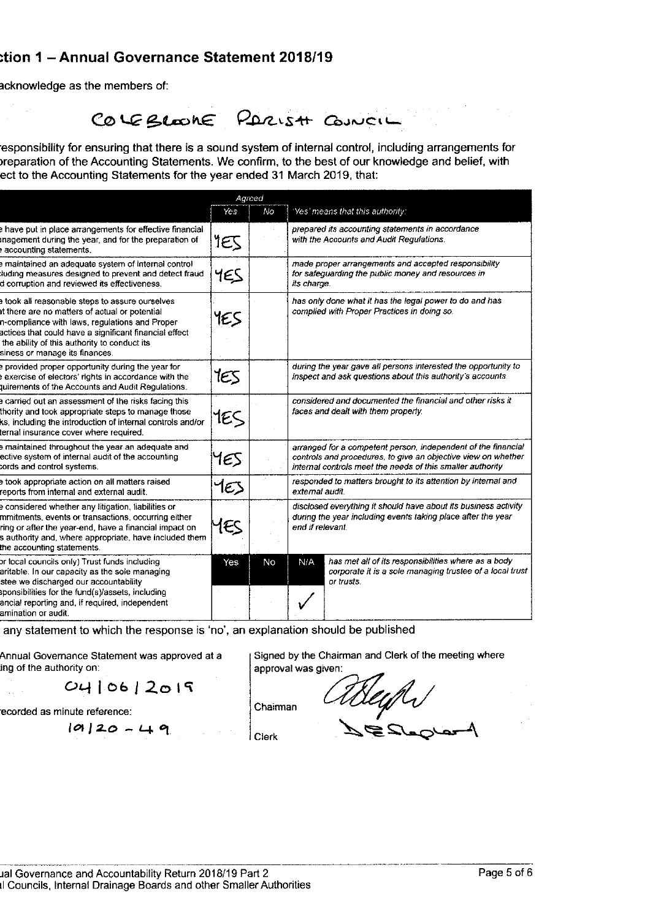## ction 1 – Annual Governance Statement 2018/19

acknowledge as the members of:

COLEBROOKE PARISH COUNCIL

esponsibility for ensuring that there is a sound system of internal control, including arrangements for preparation of the Accounting Statements. We confirm, to the best of our knowledge and belief, with ect to the Accounting Statements for the year ended 31 March 2019, that:

| | Agreed Yes | No | 'Yes' means that this authority: |
|---|---|---|---|
| e have put in place arrangements for effective financial anagement during the year, and for the preparation of e accounting statements. | YES | | *prepared its accounting statements in accordance with the Accounts and Audit Regulations.* |
| e maintained an adequate system of internal control luding measures designed to prevent and detect fraud d corruption and reviewed its effectiveness. | YES | | *made proper arrangements and accepted responsibility for safeguarding the public money and resources in its charge.* |
| e took all reasonable steps to assure ourselves at there are no matters of actual or potential n-compliance with laws, regulations and Proper actices that could have a significant financial effect the ability of this authority to conduct its siness or manage its finances. | YES | | *has only done what it has the legal power to do and has complied with Proper Practices in doing so.* |
| e provided proper opportunity during the year for e exercise of electors' rights in accordance with the quirements of the Accounts and Audit Regulations. | YES | | *during the year gave all persons interested the opportunity to inspect and ask questions about this authority's accounts.* |
| e carried out an assessment of the risks facing this thority and took appropriate steps to manage those ks, including the introduction of internal controls and/or ternal insurance cover where required. | YES | | *considered and documented the financial and other risks it faces and dealt with them properly.* |
| e maintained throughout the year an adequate and ective system of internal audit of the accounting cords and control systems. | YES | | *arranged for a competent person, independent of the financial controls and procedures, to give an objective view on whether internal controls meet the needs of this smaller authority* |
| e took appropriate action on all matters raised reports from internal and external audit. | YES | | *responded to matters brought to its attention by internal and external audit.* |
| e considered whether any litigation, liabilities or mmitments, events or transactions, occurring either ring or after the year-end, have a financial impact on s authority and, where appropriate, have included them the accounting statements. | YES | | *disclosed everything it should have about its business activity during the year including events taking place after the year end if relevant.* |

| | Yes | No | N/A | |
|---|---|---|---|---|
| or local councils only) Trust funds including aritable. In our capacity as the sole managing stee we discharged our accountability sponsibilities for the fund(s)/assets, including ancial reporting and, if required, independent amination or audit. | | | ✓ | *has met all of its responsibilities where as a body corporate it is a sole managing trustee of a local trust or trusts.* |

any statement to which the response is 'no', an explanation should be published

Annual Governance Statement was approved at a ing of the authority on:

04/06/2019

ecorded as minute reference:

19/20 - 49

Signed by the Chairman and Clerk of the meeting where approval was given:

Chairman [signature]

Clerk [signature]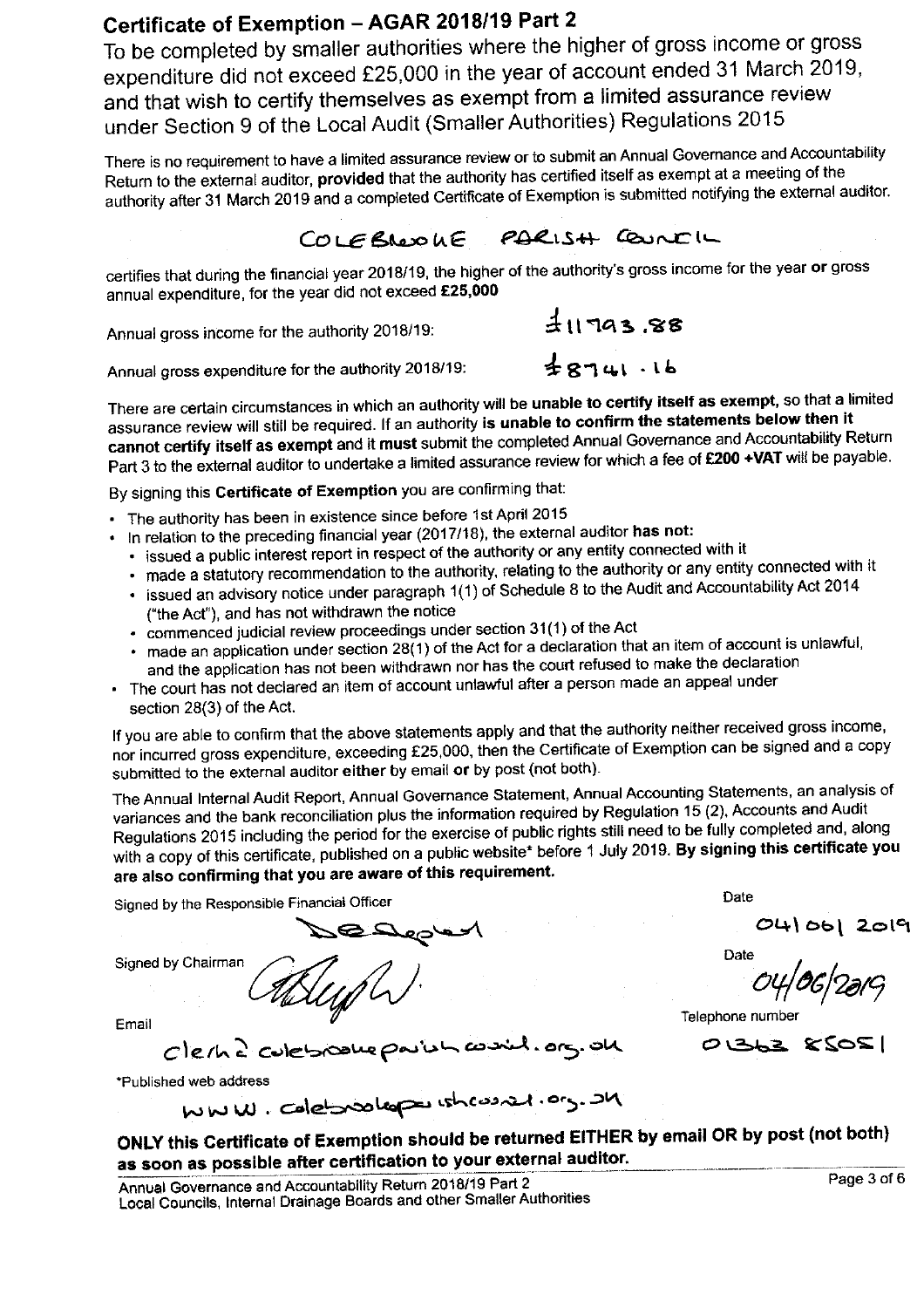# Certificate of Exemption – AGAR 2018/19 Part 2

## To be completed by smaller authorities where the higher of gross income or gross expenditure did not exceed £25,000 in the year of account ended 31 March 2019, and that wish to certify themselves as exempt from a limited assurance review under Section 9 of the Local Audit (Smaller Authorities) Regulations 2015

There is no requirement to have a limited assurance review or to submit an Annual Governance and Accountability Return to the external auditor, **provided** that the authority has certified itself as exempt at a meeting of the authority after 31 March 2019 and a completed Certificate of Exemption is submitted notifying the external auditor.

COLEBROOKE PARISH COUNCIL

certifies that during the financial year 2018/19, the higher of the authority's gross income for the year **or** gross annual expenditure, for the year did not exceed **£25,000**

Annual gross income for the authority 2018/19: £11793.88

Annual gross expenditure for the authority 2018/19: £8741.16

There are certain circumstances in which an authority will be **unable to certify itself as exempt**, so that a limited assurance review will still be required. If an authority **is unable to confirm the statements below then it cannot certify itself as exempt** and it **must** submit the completed Annual Governance and Accountability Return Part 3 to the external auditor to undertake a limited assurance review for which a fee of **£200 +VAT** will be payable.

By signing this **Certificate of Exemption** you are confirming that:

- The authority has been in existence since before 1st April 2015
- In relation to the preceding financial year (2017/18), the external auditor **has not:**
  - issued a public interest report in respect of the authority or any entity connected with it
  - made a statutory recommendation to the authority, relating to the authority or any entity connected with it
  - issued an advisory notice under paragraph 1(1) of Schedule 8 to the Audit and Accountability Act 2014 ("the Act"), and has not withdrawn the notice
  - commenced judicial review proceedings under section 31(1) of the Act
  - made an application under section 28(1) of the Act for a declaration that an item of account is unlawful, and the application has not been withdrawn nor has the court refused to make the declaration
- The court has not declared an item of account unlawful after a person made an appeal under section 28(3) of the Act.

If you are able to confirm that the above statements apply and that the authority neither received gross income, nor incurred gross expenditure, exceeding £25,000, then the Certificate of Exemption can be signed and a copy submitted to the external auditor **either** by email **or** by post (not both).

The Annual Internal Audit Report, Annual Governance Statement, Annual Accounting Statements, an analysis of variances and the bank reconciliation plus the information required by Regulation 15 (2), Accounts and Audit Regulations 2015 including the period for the exercise of public rights still need to be fully completed and, along with a copy of this certificate, published on a public website* before 1 July 2019. **By signing this certificate you are also confirming that you are aware of this requirement.**

Signed by the Responsible Financial Officer: [signature]

Date: 04/06/2019

Signed by Chairman: [signature]

Date: 04/06/2019

Email: clerk@colebrookeparishcouncil.org.uk

Telephone number: 01363 85051

*Published web address: www.colebrookeparishcouncil.org.uk

**ONLY this Certificate of Exemption should be returned EITHER by email OR by post (not both) as soon as possible after certification to your external auditor.**

Annual Governance and Accountability Return 2018/19 Part 2
Local Councils, Internal Drainage Boards and other Smaller Authorities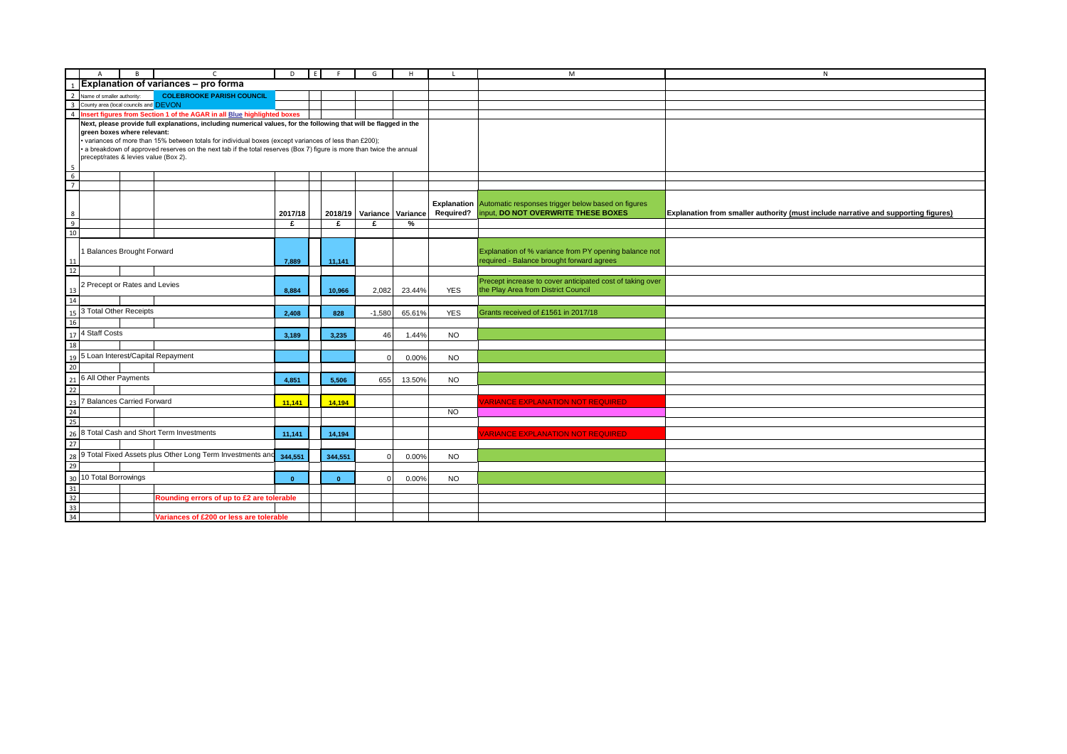# Explanation of variances – pro forma

Name of smaller authority: **COLEBROOKE PARISH COUNCIL**

County area (local councils and DEVON

**Insert figures from Section 1 of the AGAR in all Blue highlighted boxes**

**Next, please provide full explanations, including numerical values, for the following that will be flagged in the green boxes where relevant:**

- variances of more than 15% between totals for individual boxes (except variances of less than £200);
- a breakdown of approved reserves on the next tab if the total reserves (Box 7) figure is more than twice the annual precept/rates & levies value (Box 2).

| | 2017/18 | 2018/19 | Variance | Variance | Explanation Required? | Automatic responses trigger below based on figures input, **DO NOT OVERWRITE THESE BOXES** | Explanation from smaller authority (must include narrative and supporting figures) |
|---|---|---|---|---|---|---|---|
| | £ | £ | £ | % | | | |
| 1 Balances Brought Forward | 7,889 | 11,141 | | | | Explanation of % variance from PY opening balance not required - Balance brought forward agrees | |
| 2 Precept or Rates and Levies | 8,884 | 10,966 | 2,082 | 23.44% | YES | Precept increase to cover anticipated cost of taking over the Play Area from District Council | |
| 3 Total Other Receipts | 2,408 | 828 | -1,580 | 65.61% | YES | Grants received of £1561 in 2017/18 | |
| 4 Staff Costs | 3,189 | 3,235 | 46 | 1.44% | NO | | |
| 5 Loan Interest/Capital Repayment | | | 0 | 0.00% | NO | | |
| 6 All Other Payments | 4,851 | 5,506 | 655 | 13.50% | NO | | |
| 7 Balances Carried Forward | 11,141 | 14,194 | | | | VARIANCE EXPLANATION NOT REQUIRED | |
| | | | | | NO | | |
| 8 Total Cash and Short Term Investments | 11,141 | 14,194 | | | | VARIANCE EXPLANATION NOT REQUIRED | |
| 9 Total Fixed Assets plus Other Long Term Investments and | 344,551 | 344,551 | 0 | 0.00% | NO | | |
| 10 Total Borrowings | 0 | 0 | 0 | 0.00% | NO | | |

**Rounding errors of up to £2 are tolerable**

**Variances of £200 or less are tolerable**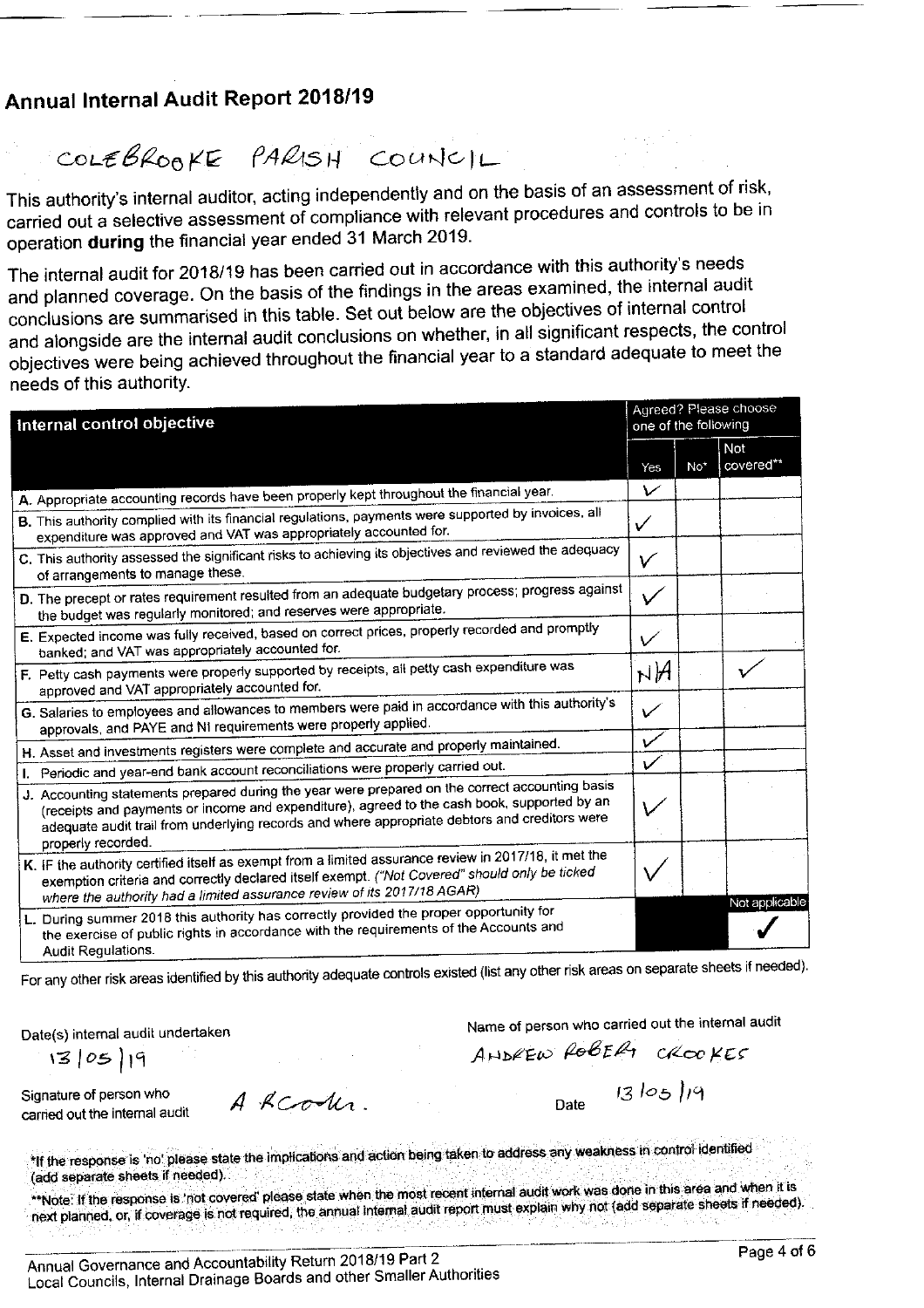## Annual Internal Audit Report 2018/19

COLEBROOKE PARISH COUNCIL

This authority's internal auditor, acting independently and on the basis of an assessment of risk, carried out a selective assessment of compliance with relevant procedures and controls to be in operation **during** the financial year ended 31 March 2019.

The internal audit for 2018/19 has been carried out in accordance with this authority's needs and planned coverage. On the basis of the findings in the areas examined, the internal audit conclusions are summarised in this table. Set out below are the objectives of internal control and alongside are the internal audit conclusions on whether, in all significant respects, the control objectives were being achieved throughout the financial year to a standard adequate to meet the needs of this authority.

| Internal control objective | Agreed? Please choose one of the following | | |
|---|---|---|---|
| | Yes | No* | Not covered** |
| A. Appropriate accounting records have been properly kept throughout the financial year. | ✓ | | |
| B. This authority complied with its financial regulations, payments were supported by invoices, all expenditure was approved and VAT was appropriately accounted for. | ✓ | | |
| C. This authority assessed the significant risks to achieving its objectives and reviewed the adequacy of arrangements to manage these. | ✓ | | |
| D. The precept or rates requirement resulted from an adequate budgetary process; progress against the budget was regularly monitored; and reserves were appropriate. | ✓ | | |
| E. Expected income was fully received, based on correct prices, properly recorded and promptly banked; and VAT was appropriately accounted for. | ✓ | | |
| F. Petty cash payments were properly supported by receipts, all petty cash expenditure was approved and VAT appropriately accounted for. | NA | | ✓ |
| G. Salaries to employees and allowances to members were paid in accordance with this authority's approvals, and PAYE and NI requirements were properly applied. | ✓ | | |
| H. Asset and investments registers were complete and accurate and properly maintained. | ✓ | | |
| I. Periodic and year-end bank account reconciliations were properly carried out. | ✓ | | |
| J. Accounting statements prepared during the year were prepared on the correct accounting basis (receipts and payments or income and expenditure), agreed to the cash book, supported by an adequate audit trail from underlying records and where appropriate debtors and creditors were properly recorded. | ✓ | | |
| K. IF the authority certified itself as exempt from a limited assurance review in 2017/18, it met the exemption criteria and correctly declared itself exempt. *("Not Covered" should only be ticked where the authority had a limited assurance review of its 2017/18 AGAR)* | ✓ | | |
| | | | Not applicable |
| L. During summer 2018 this authority has correctly provided the proper opportunity for the exercise of public rights in accordance with the requirements of the Accounts and Audit Regulations. | | | ✓ |

For any other risk areas identified by this authority adequate controls existed (list any other risk areas on separate sheets if needed).

Date(s) internal audit undertaken: 13/05/19

Name of person who carried out the internal audit: ANDREW ROBERT CROOKES

Signature of person who carried out the internal audit: A R Crookes.

Date: 13/05/19

*If the response is 'no' please state the implications and action being taken to address any weakness in control identified (add separate sheets if needed).

**Note: If the response is 'not covered' please state when the most recent internal audit work was done in this area and when it is next planned, or, if coverage is not required, the annual internal audit report must explain why not (add separate sheets if needed).

Annual Governance and Accountability Return 2018/19 Part 2
Local Councils, Internal Drainage Boards and other Smaller Authorities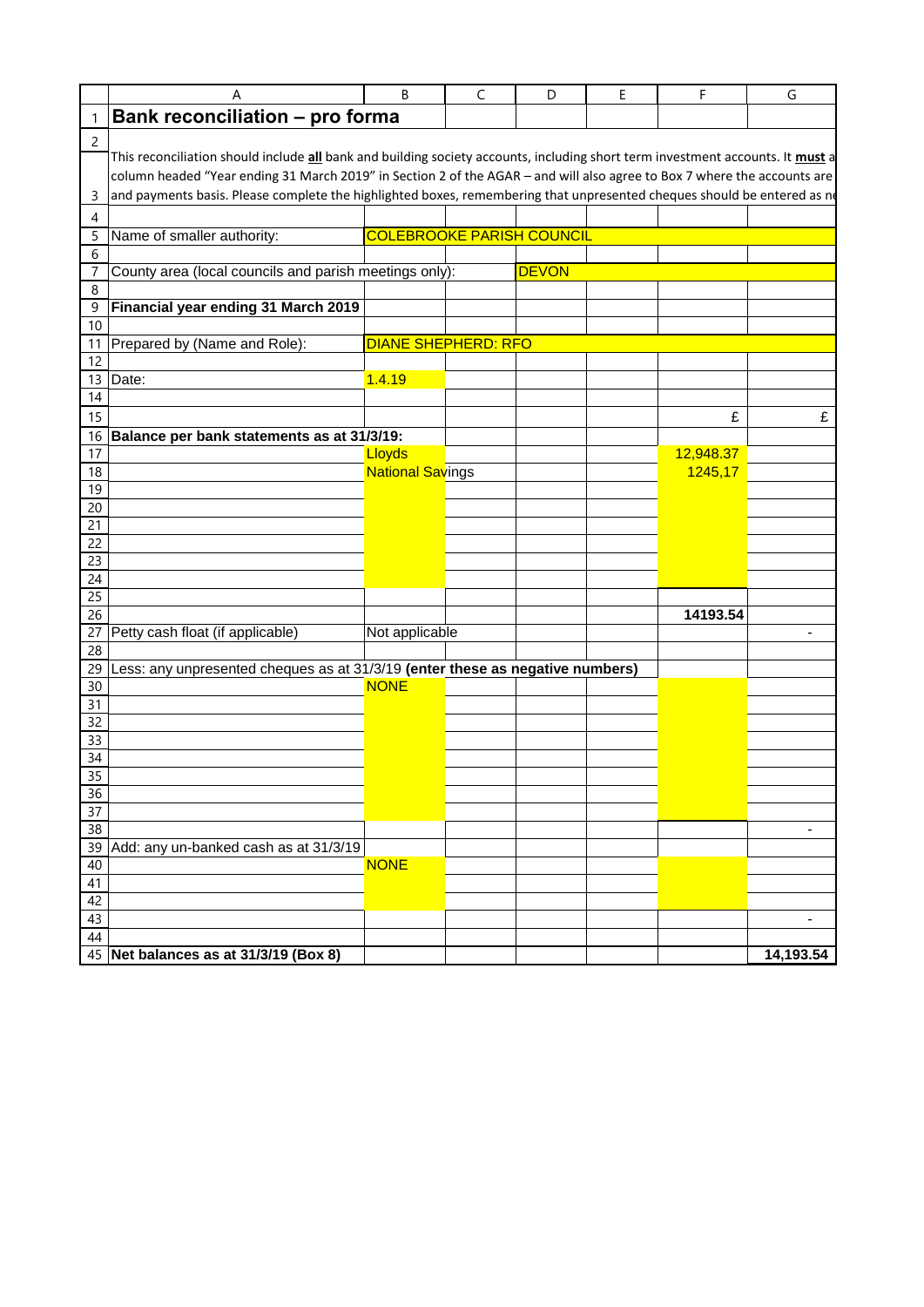# Bank reconciliation – pro forma

This reconciliation should include **all** bank and building society accounts, including short term investment accounts. It **must** a column headed "Year ending 31 March 2019" in Section 2 of the AGAR – and will also agree to Box 7 where the accounts are and payments basis. Please complete the highlighted boxes, remembering that unpresented cheques should be entered as ne

| | | | |
|---|---|---|---|
| Name of smaller authority: | COLEBROOKE PARISH COUNCIL | | |
| County area (local councils and parish meetings only): | DEVON | | |
| **Financial year ending 31 March 2019** | | | |
| Prepared by (Name and Role): | DIANE SHEPHERD: RFO | | |
| Date: | 1.4.19 | | |
| | | £ | £ |
| **Balance per bank statements as at 31/3/19:** | | | |
| | Lloyds | 12,948.37 | |
| | National Savings | 1245,17 | |
| | | **14193.54** | |
| Petty cash float (if applicable) | Not applicable | | - |
| Less: any unpresented cheques as at 31/3/19 **(enter these as negative numbers)** | | | |
| | NONE | | |
| | | | - |
| Add: any un-banked cash as at 31/3/19 | | | |
| | NONE | | |
| | | | - |
| **Net balances as at 31/3/19 (Box 8)** | | | **14,193.54** |